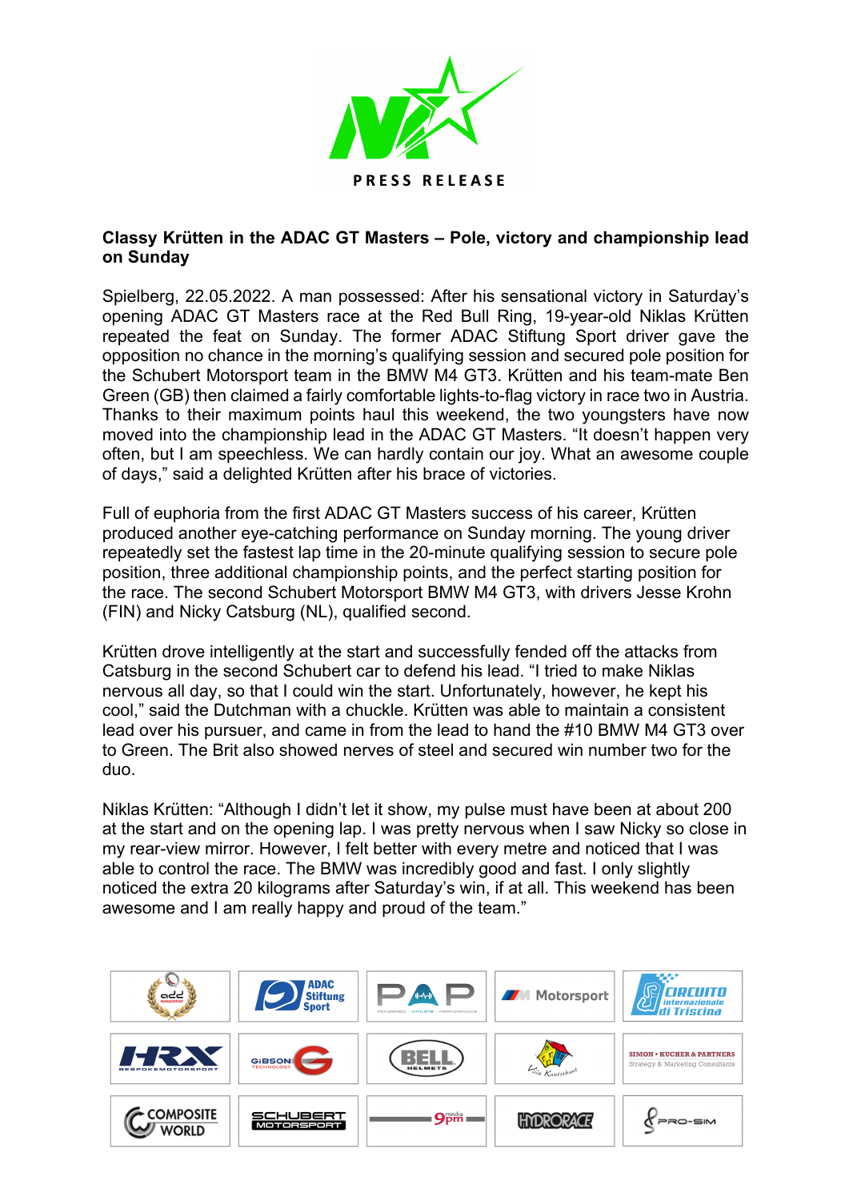PRESS RELEASE

**Classy Krütten in the ADAC GT Masters – Pole, victory and championship lead on Sunday**

Spielberg, 22.05.2022. A man possessed: After his sensational victory in Saturday's opening ADAC GT Masters race at the Red Bull Ring, 19-year-old Niklas Krütten repeated the feat on Sunday. The former ADAC Stiftung Sport driver gave the opposition no chance in the morning's qualifying session and secured pole position for the Schubert Motorsport team in the BMW M4 GT3. Krütten and his team-mate Ben Green (GB) then claimed a fairly comfortable lights-to-flag victory in race two in Austria. Thanks to their maximum points haul this weekend, the two youngsters have now moved into the championship lead in the ADAC GT Masters. "It doesn't happen very often, but I am speechless. We can hardly contain our joy. What an awesome couple of days," said a delighted Krütten after his brace of victories.

Full of euphoria from the first ADAC GT Masters success of his career, Krütten produced another eye-catching performance on Sunday morning. The young driver repeatedly set the fastest lap time in the 20-minute qualifying session to secure pole position, three additional championship points, and the perfect starting position for the race. The second Schubert Motorsport BMW M4 GT3, with drivers Jesse Krohn (FIN) and Nicky Catsburg (NL), qualified second.

Krütten drove intelligently at the start and successfully fended off the attacks from Catsburg in the second Schubert car to defend his lead. "I tried to make Niklas nervous all day, so that I could win the start. Unfortunately, however, he kept his cool," said the Dutchman with a chuckle. Krütten was able to maintain a consistent lead over his pursuer, and came in from the lead to hand the #10 BMW M4 GT3 over to Green. The Brit also showed nerves of steel and secured win number two for the duo.

Niklas Krütten: "Although I didn't let it show, my pulse must have been at about 200 at the start and on the opening lap. I was pretty nervous when I saw Nicky so close in my rear-view mirror. However, I felt better with every metre and noticed that I was able to control the race. The BMW was incredibly good and fast. I only slightly noticed the extra 20 kilograms after Saturday's win, if at all. This weekend has been awesome and I am really happy and proud of the team."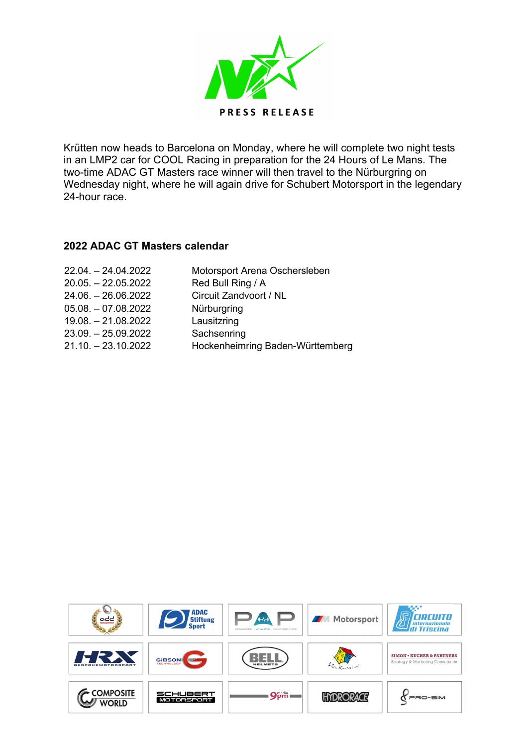PRESS RELEASE

Krütten now heads to Barcelona on Monday, where he will complete two night tests in an LMP2 car for COOL Racing in preparation for the 24 Hours of Le Mans. The two-time ADAC GT Masters race winner will then travel to the Nürburgring on Wednesday night, where he will again drive for Schubert Motorsport in the legendary 24-hour race.

## 2022 ADAC GT Masters calendar

| | |
|---|---|
| 22.04. – 24.04.2022 | Motorsport Arena Oschersleben |
| 20.05. – 22.05.2022 | Red Bull Ring / A |
| 24.06. – 26.06.2022 | Circuit Zandvoort / NL |
| 05.08. – 07.08.2022 | Nürburgring |
| 19.08. – 21.08.2022 | Lausitzring |
| 23.09. – 25.09.2022 | Sachsenring |
| 21.10. – 23.10.2022 | Hockenheimring Baden-Württemberg |